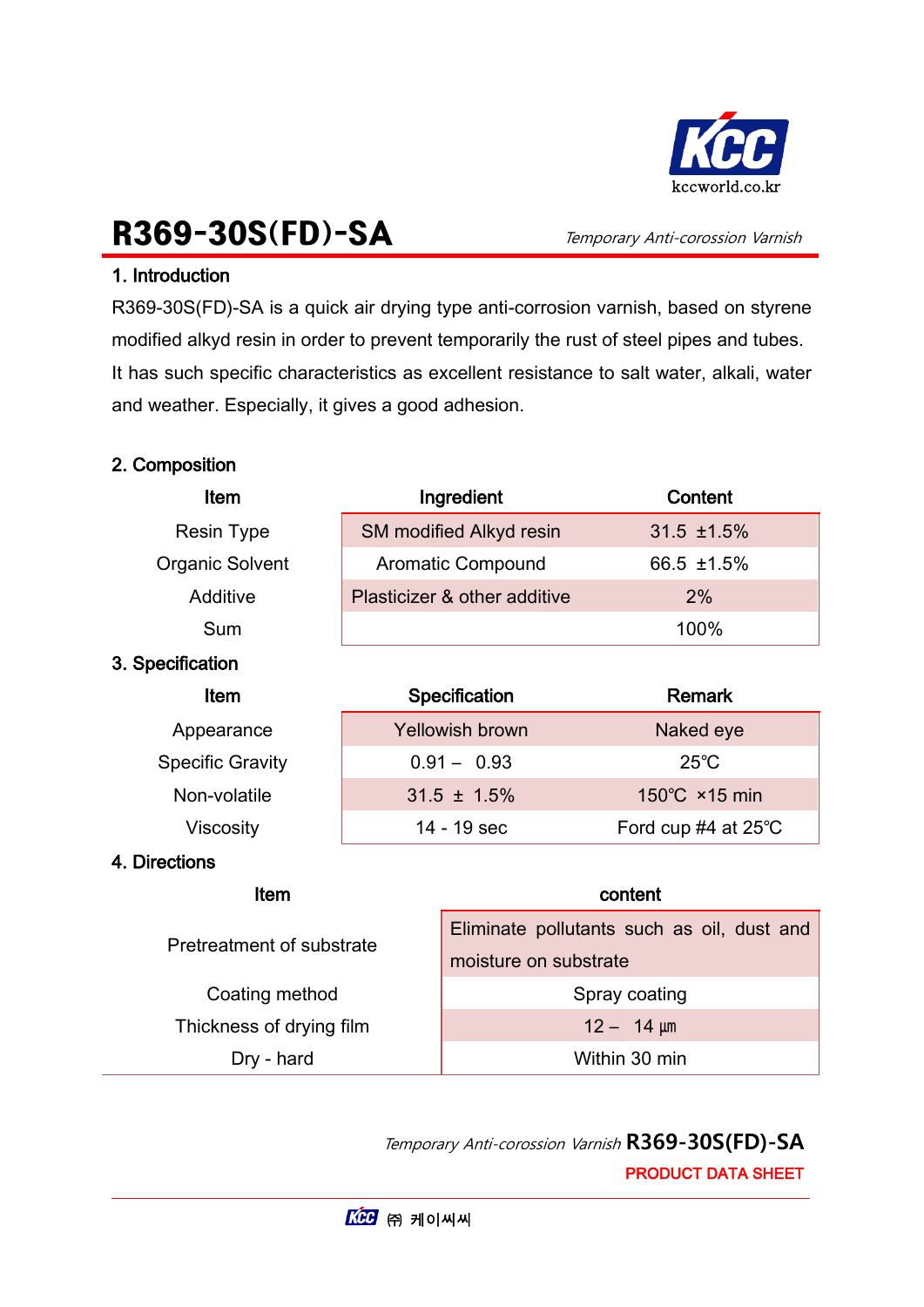# R369-30S(FD)-SA

*Temporary Anti-corossion Varnish*

## 1. Introduction

R369-30S(FD)-SA is a quick air drying type anti-corrosion varnish, based on styrene modified alkyd resin in order to prevent temporarily the rust of steel pipes and tubes. It has such specific characteristics as excellent resistance to salt water, alkali, water and weather. Especially, it gives a good adhesion.

## 2. Composition

| Item | Ingredient | Content |
|---|---|---|
| Resin Type | SM modified Alkyd resin | 31.5 ±1.5% |
| Organic Solvent | Aromatic Compound | 66.5 ±1.5% |
| Additive | Plasticizer & other additive | 2% |
| Sum | | 100% |

## 3. Specification

| Item | Specification | Remark |
|---|---|---|
| Appearance | Yellowish brown | Naked eye |
| Specific Gravity | 0.91 – 0.93 | 25℃ |
| Non-volatile | 31.5 ± 1.5% | 150℃ ×15 min |
| Viscosity | 14 - 19 sec | Ford cup #4 at 25℃ |

## 4. Directions

| Item | content |
|---|---|
| Pretreatment of substrate | Eliminate pollutants such as oil, dust and moisture on substrate |
| Coating method | Spray coating |
| Thickness of drying film | 12 – 14 ㎛ |
| Dry - hard | Within 30 min |

*Temporary Anti-corossion Varnish* **R369-30S(FD)-SA**

**PRODUCT DATA SHEET**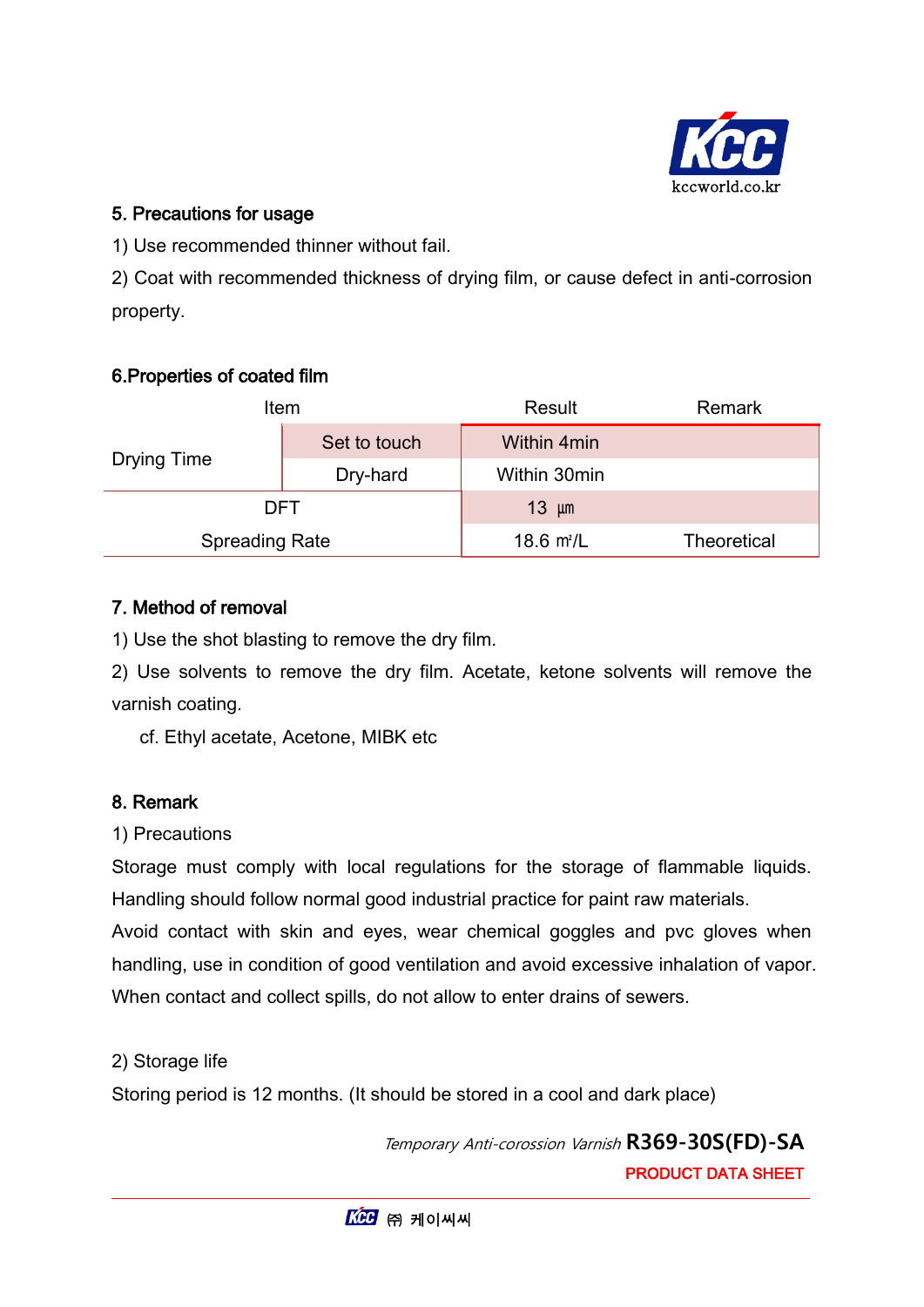## 5. Precautions for usage

1) Use recommended thinner without fail.

2) Coat with recommended thickness of drying film, or cause defect in anti-corrosion property.

## 6.Properties of coated film

| Item | | Result | Remark |
|---|---|---|---|
| Drying Time | Set to touch | Within 4min | |
| | Dry-hard | Within 30min | |
| DFT | | 13 ㎛ | |
| Spreading Rate | | 18.6 ㎡/L | Theoretical |

## 7. Method of removal

1) Use the shot blasting to remove the dry film.

2) Use solvents to remove the dry film. Acetate, ketone solvents will remove the varnish coating.

cf. Ethyl acetate, Acetone, MIBK etc

## 8. Remark

1) Precautions

Storage must comply with local regulations for the storage of flammable liquids. Handling should follow normal good industrial practice for paint raw materials.
Avoid contact with skin and eyes, wear chemical goggles and pvc gloves when handling, use in condition of good ventilation and avoid excessive inhalation of vapor. When contact and collect spills, do not allow to enter drains of sewers.

2) Storage life

Storing period is 12 months. (It should be stored in a cool and dark place)